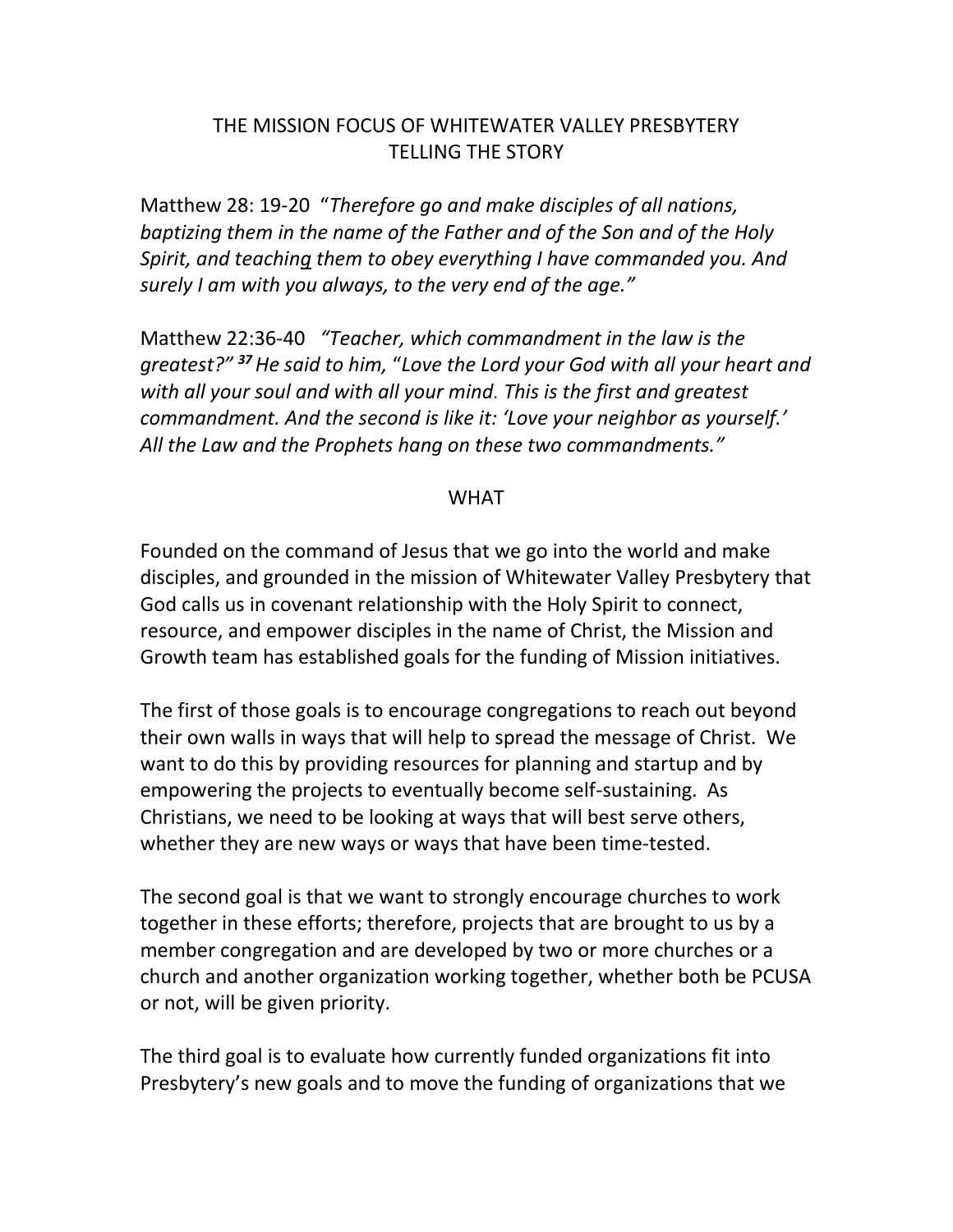# THE MISSION FOCUS OF WHITEWATER VALLEY PRESBYTERY
## TELLING THE STORY

Matthew 28: 19-20 "*Therefore go and make disciples of all nations, baptizing them in the name of the Father and of the Son and of the Holy Spirit, and teaching them to obey everything I have commanded you. And surely I am with you always, to the very end of the age."*

Matthew 22:36-40 *"Teacher, which commandment in the law is the greatest?"* [37] *He said to him,* "*Love the Lord your God with all your heart and with all your soul and with all your mind. This is the first and greatest commandment. And the second is like it: 'Love your neighbor as yourself.' All the Law and the Prophets hang on these two commandments."*

## WHAT

Founded on the command of Jesus that we go into the world and make disciples, and grounded in the mission of Whitewater Valley Presbytery that God calls us in covenant relationship with the Holy Spirit to connect, resource, and empower disciples in the name of Christ, the Mission and Growth team has established goals for the funding of Mission initiatives.

The first of those goals is to encourage congregations to reach out beyond their own walls in ways that will help to spread the message of Christ. We want to do this by providing resources for planning and startup and by empowering the projects to eventually become self-sustaining. As Christians, we need to be looking at ways that will best serve others, whether they are new ways or ways that have been time-tested.

The second goal is that we want to strongly encourage churches to work together in these efforts; therefore, projects that are brought to us by a member congregation and are developed by two or more churches or a church and another organization working together, whether both be PCUSA or not, will be given priority.

The third goal is to evaluate how currently funded organizations fit into Presbytery's new goals and to move the funding of organizations that we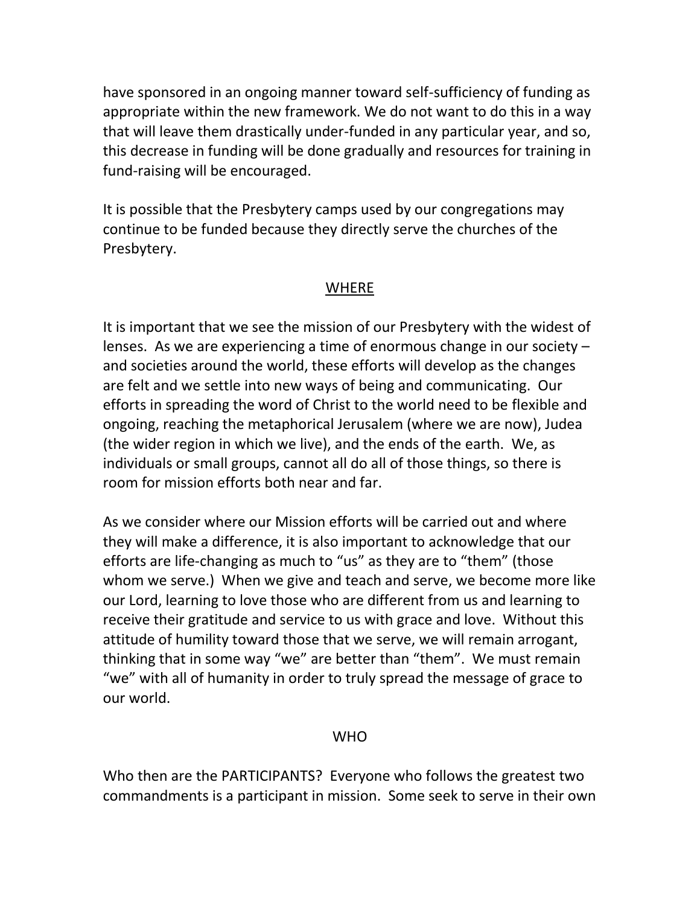have sponsored in an ongoing manner toward self-sufficiency of funding as appropriate within the new framework. We do not want to do this in a way that will leave them drastically under-funded in any particular year, and so, this decrease in funding will be done gradually and resources for training in fund-raising will be encouraged.

It is possible that the Presbytery camps used by our congregations may continue to be funded because they directly serve the churches of the Presbytery.

## WHERE

It is important that we see the mission of our Presbytery with the widest of lenses. As we are experiencing a time of enormous change in our society – and societies around the world, these efforts will develop as the changes are felt and we settle into new ways of being and communicating. Our efforts in spreading the word of Christ to the world need to be flexible and ongoing, reaching the metaphorical Jerusalem (where we are now), Judea (the wider region in which we live), and the ends of the earth. We, as individuals or small groups, cannot all do all of those things, so there is room for mission efforts both near and far.

As we consider where our Mission efforts will be carried out and where they will make a difference, it is also important to acknowledge that our efforts are life-changing as much to "us" as they are to "them" (those whom we serve.) When we give and teach and serve, we become more like our Lord, learning to love those who are different from us and learning to receive their gratitude and service to us with grace and love. Without this attitude of humility toward those that we serve, we will remain arrogant, thinking that in some way "we" are better than "them". We must remain "we" with all of humanity in order to truly spread the message of grace to our world.

## WHO

Who then are the PARTICIPANTS? Everyone who follows the greatest two commandments is a participant in mission. Some seek to serve in their own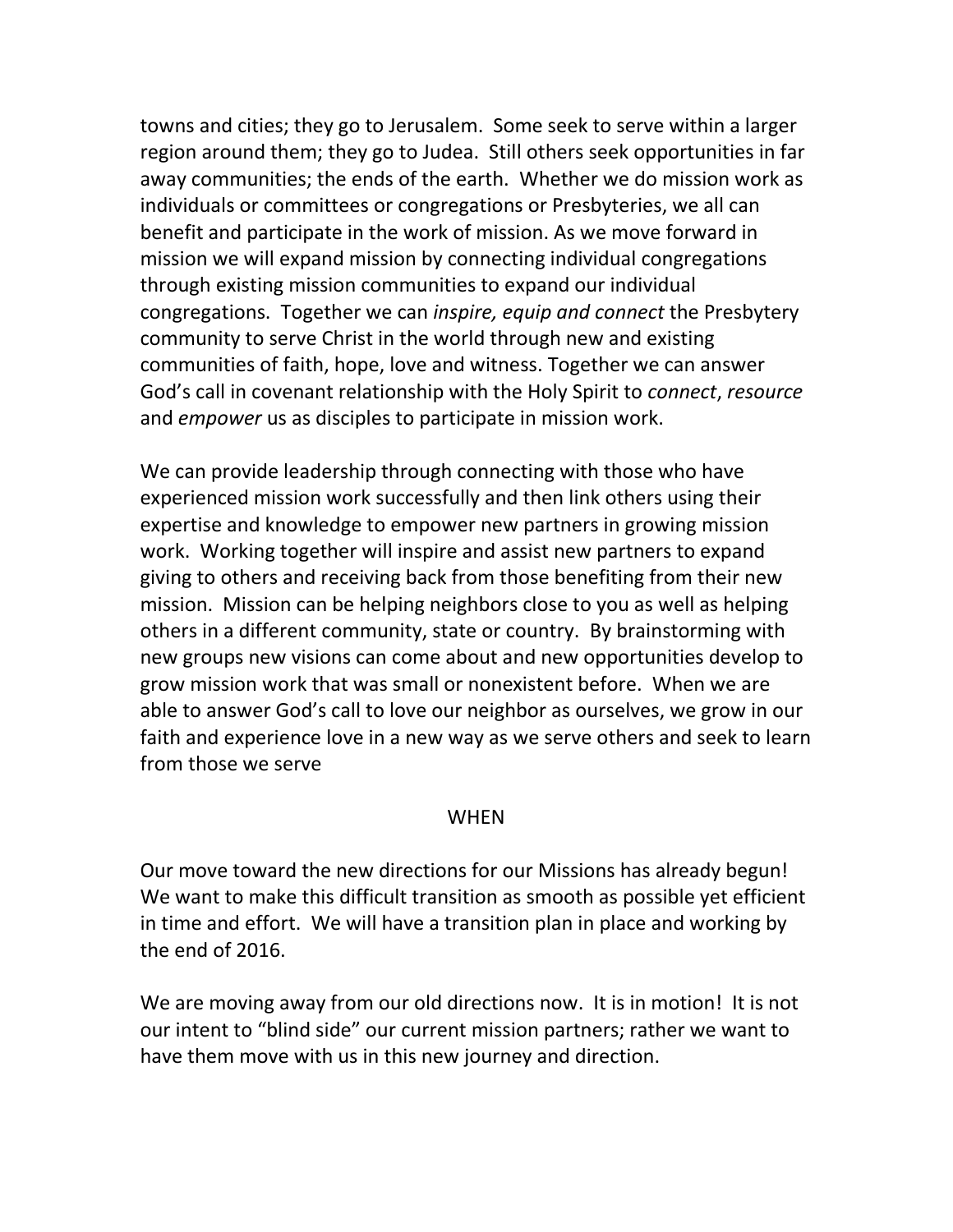towns and cities; they go to Jerusalem. Some seek to serve within a larger region around them; they go to Judea. Still others seek opportunities in far away communities; the ends of the earth. Whether we do mission work as individuals or committees or congregations or Presbyteries, we all can benefit and participate in the work of mission. As we move forward in mission we will expand mission by connecting individual congregations through existing mission communities to expand our individual congregations. Together we can *inspire, equip and connect* the Presbytery community to serve Christ in the world through new and existing communities of faith, hope, love and witness. Together we can answer God's call in covenant relationship with the Holy Spirit to *connect*, *resource* and *empower* us as disciples to participate in mission work.

We can provide leadership through connecting with those who have experienced mission work successfully and then link others using their expertise and knowledge to empower new partners in growing mission work. Working together will inspire and assist new partners to expand giving to others and receiving back from those benefiting from their new mission. Mission can be helping neighbors close to you as well as helping others in a different community, state or country. By brainstorming with new groups new visions can come about and new opportunities develop to grow mission work that was small or nonexistent before. When we are able to answer God's call to love our neighbor as ourselves, we grow in our faith and experience love in a new way as we serve others and seek to learn from those we serve

## WHEN

Our move toward the new directions for our Missions has already begun! We want to make this difficult transition as smooth as possible yet efficient in time and effort. We will have a transition plan in place and working by the end of 2016.

We are moving away from our old directions now. It is in motion! It is not our intent to "blind side" our current mission partners; rather we want to have them move with us in this new journey and direction.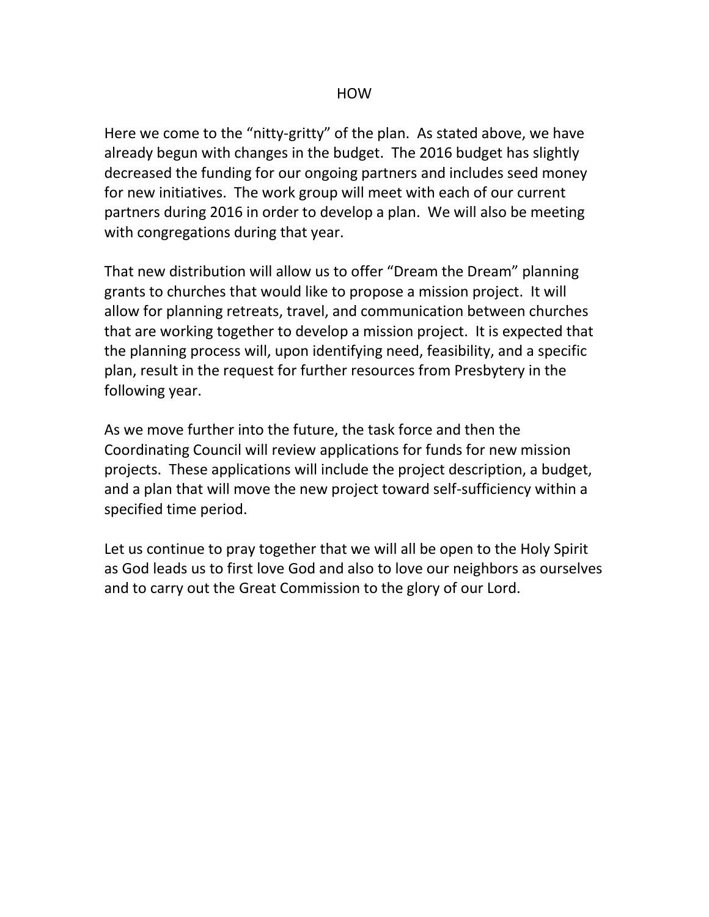## HOW

Here we come to the "nitty-gritty" of the plan. As stated above, we have already begun with changes in the budget. The 2016 budget has slightly decreased the funding for our ongoing partners and includes seed money for new initiatives. The work group will meet with each of our current partners during 2016 in order to develop a plan. We will also be meeting with congregations during that year.

That new distribution will allow us to offer "Dream the Dream" planning grants to churches that would like to propose a mission project. It will allow for planning retreats, travel, and communication between churches that are working together to develop a mission project. It is expected that the planning process will, upon identifying need, feasibility, and a specific plan, result in the request for further resources from Presbytery in the following year.

As we move further into the future, the task force and then the Coordinating Council will review applications for funds for new mission projects. These applications will include the project description, a budget, and a plan that will move the new project toward self-sufficiency within a specified time period.

Let us continue to pray together that we will all be open to the Holy Spirit as God leads us to first love God and also to love our neighbors as ourselves and to carry out the Great Commission to the glory of our Lord.